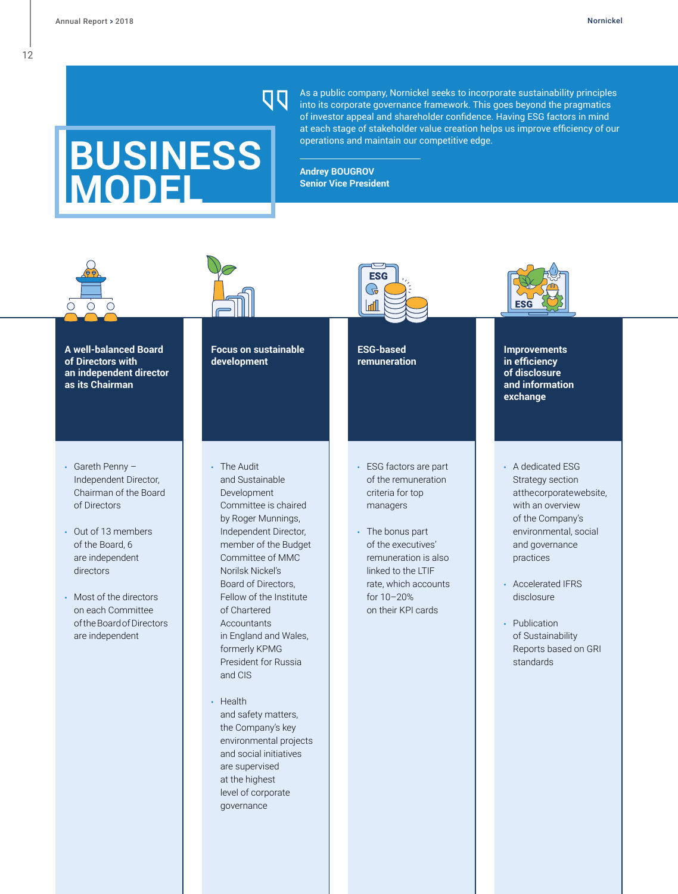# BUSINESS MODEL

> As a public company, Nornickel seeks to incorporate sustainability principles into its corporate governance framework. This goes beyond the pragmatics of investor appeal and shareholder confidence. Having ESG factors in mind at each stage of stakeholder value creation helps us improve efficiency of our operations and maintain our competitive edge.
>
> **Andrey BOUGROV**
> **Senior Vice President**

### A well-balanced Board of Directors with an independent director as its Chairman

- Gareth Penny – Independent Director, Chairman of the Board of Directors
- Out of 13 members of the Board, 6 are independent directors
- Most of the directors on each Committee of the Board of Directors are independent

### Focus on sustainable development

- The Audit and Sustainable Development Committee is chaired by Roger Munnings, Independent Director, member of the Budget Committee of MMC Norilsk Nickel's Board of Directors, Fellow of the Institute of Chartered Accountants in England and Wales, formerly KPMG President for Russia and CIS
- Health and safety matters, the Company's key environmental projects and social initiatives are supervised at the highest level of corporate governance

### ESG-based remuneration

- ESG factors are part of the remuneration criteria for top managers
- The bonus part of the executives' remuneration is also linked to the LTIF rate, which accounts for 10–20% on their KPI cards

### Improvements in efficiency of disclosure and information exchange

- A dedicated ESG Strategy section at the corporate website, with an overview of the Company's environmental, social and governance practices
- Accelerated IFRS disclosure
- Publication of Sustainability Reports based on GRI standards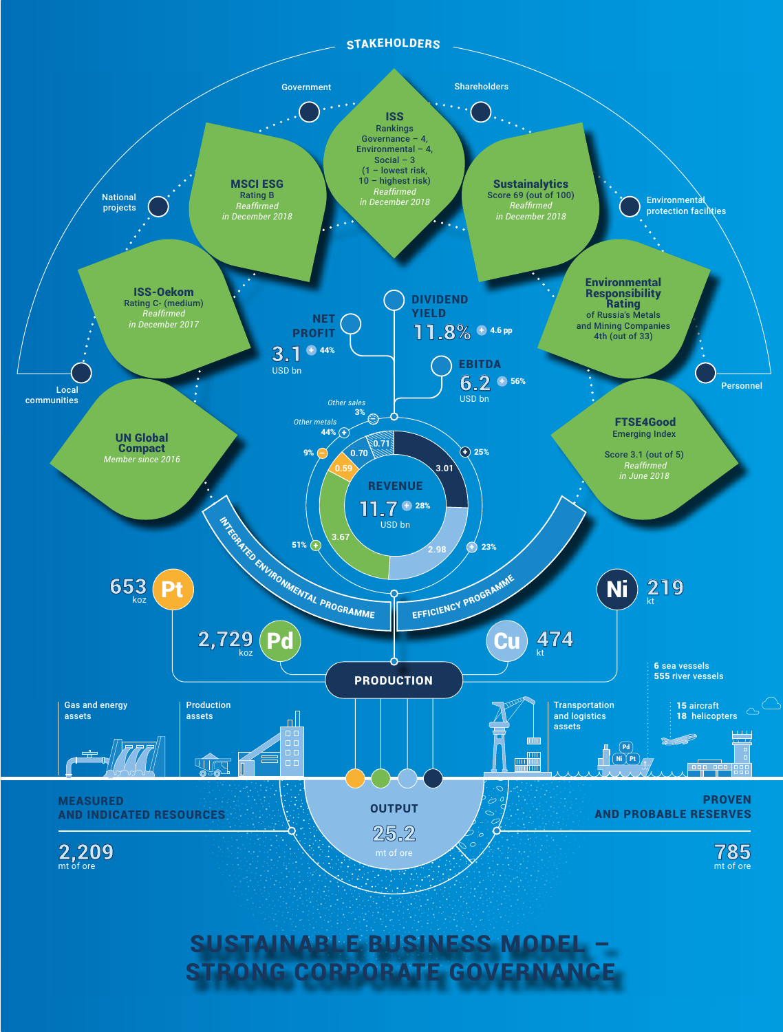# SUSTAINABLE BUSINESS MODEL – STRONG CORPORATE GOVERNANCE

## STAKEHOLDERS

Government

Shareholders

National projects

Environmental protection facilities

Local communities

Personnel

**ISS**
Rankings
Governance – 4,
Environmental – 4,
Social – 3
(1 – lowest risk,
10 – highest risk)
*Reaffirmed in December 2018*

**MSCI ESG**
Rating B
*Reaffirmed in December 2018*

**Sustainalytics**
Score 69 (out of 100)
*Reaffirmed in December 2018*

**ISS-Oekom**
Rating C- (medium)
*Reaffirmed in December 2017*

**Environmental Responsibility Rating**
of Russia's Metals and Mining Companies
4th (out of 33)

**UN Global Compact**
*Member since 2016*

**FTSE4Good**
Emerging Index
Score 3.1 (out of 5)
*Reaffirmed in June 2018*

**NET PROFIT**
3.1 + 44%
USD bn

**DIVIDEND YIELD**
11.8% + 4.6 pp

**EBITDA**
6.2 + 56%
USD bn

**REVENUE**
11.7 + 28%
USD bn

3.01 + 25%

2.98 + 23%

3.67 + 51%

0.59 − 9%

0.70 *Other metals* + 44%

0.71 *Other sales* 3%

INTEGRATED ENVIRONMENTAL PROGRAMME

EFFICIENCY PROGRAMME

Pt 653 koz

Pd 2,729 koz

Cu 474 kt

Ni 219 kt

**PRODUCTION**

Gas and energy assets

Production assets

Transportation and logistics assets

6 sea vessels
555 river vessels

15 aircraft
18 helicopters

**MEASURED AND INDICATED RESOURCES**
2,209
mt of ore

**OUTPUT**
25.2
mt of ore

**PROVEN AND PROBABLE RESERVES**
785
mt of ore